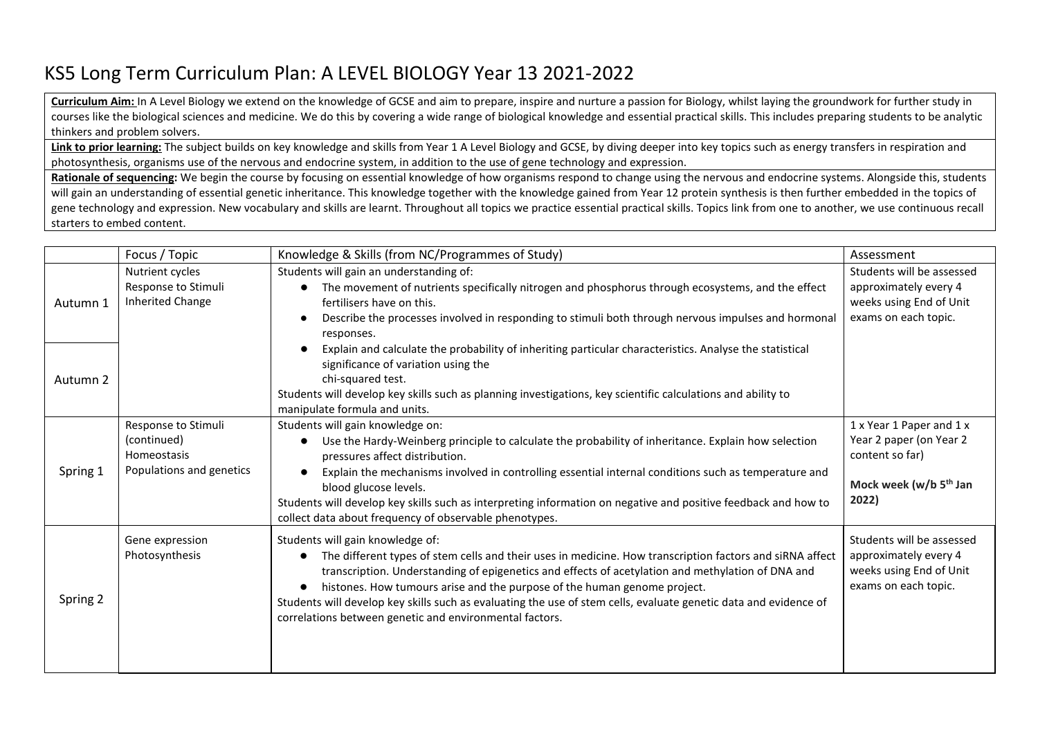# KS5 Long Term Curriculum Plan: A LEVEL BIOLOGY Year 13 2021-2022

**Curriculum Aim:** In A Level Biology we extend on the knowledge of GCSE and aim to prepare, inspire and nurture a passion for Biology, whilst laying the groundwork for further study in courses like the biological sciences and medicine. We do this by covering a wide range of biological knowledge and essential practical skills. This includes preparing students to be analytic thinkers and problem solvers.

**Link to prior learning:** The subject builds on key knowledge and skills from Year 1 A Level Biology and GCSE, by diving deeper into key topics such as energy transfers in respiration and photosynthesis, organisms use of the nervous and endocrine system, in addition to the use of gene technology and expression.

**Rationale of sequencing:** We begin the course by focusing on essential knowledge of how organisms respond to change using the nervous and endocrine systems. Alongside this, students will gain an understanding of essential genetic inheritance. This knowledge together with the knowledge gained from Year 12 protein synthesis is then further embedded in the topics of gene technology and expression. New vocabulary and skills are learnt. Throughout all topics we practice essential practical skills. Topics link from one to another, we use continuous recall starters to embed content.

| | Focus / Topic | Knowledge & Skills (from NC/Programmes of Study) | Assessment |
|---|---|---|---|
| Autumn 1<br>Autumn 2 | Nutrient cycles<br>Response to Stimuli<br>Inherited Change | Students will gain an understanding of:<br>● The movement of nutrients specifically nitrogen and phosphorus through ecosystems, and the effect fertilisers have on this.<br>● Describe the processes involved in responding to stimuli both through nervous impulses and hormonal responses.<br>● Explain and calculate the probability of inheriting particular characteristics. Analyse the statistical significance of variation using the chi-squared test.<br>Students will develop key skills such as planning investigations, key scientific calculations and ability to manipulate formula and units. | Students will be assessed approximately every 4 weeks using End of Unit exams on each topic. |
| Spring 1 | Response to Stimuli (continued)<br>Homeostasis<br>Populations and genetics | Students will gain knowledge on:<br>● Use the Hardy-Weinberg principle to calculate the probability of inheritance. Explain how selection pressures affect distribution.<br>● Explain the mechanisms involved in controlling essential internal conditions such as temperature and blood glucose levels.<br>Students will develop key skills such as interpreting information on negative and positive feedback and how to collect data about frequency of observable phenotypes. | 1 x Year 1 Paper and 1 x Year 2 paper (on Year 2 content so far)<br><br>**Mock week (w/b 5th Jan 2022)** |
| Spring 2 | Gene expression<br>Photosynthesis | Students will gain knowledge of:<br>● The different types of stem cells and their uses in medicine. How transcription factors and siRNA affect transcription. Understanding of epigenetics and effects of acetylation and methylation of DNA and<br>● histones. How tumours arise and the purpose of the human genome project.<br>Students will develop key skills such as evaluating the use of stem cells, evaluate genetic data and evidence of correlations between genetic and environmental factors. | Students will be assessed approximately every 4 weeks using End of Unit exams on each topic. |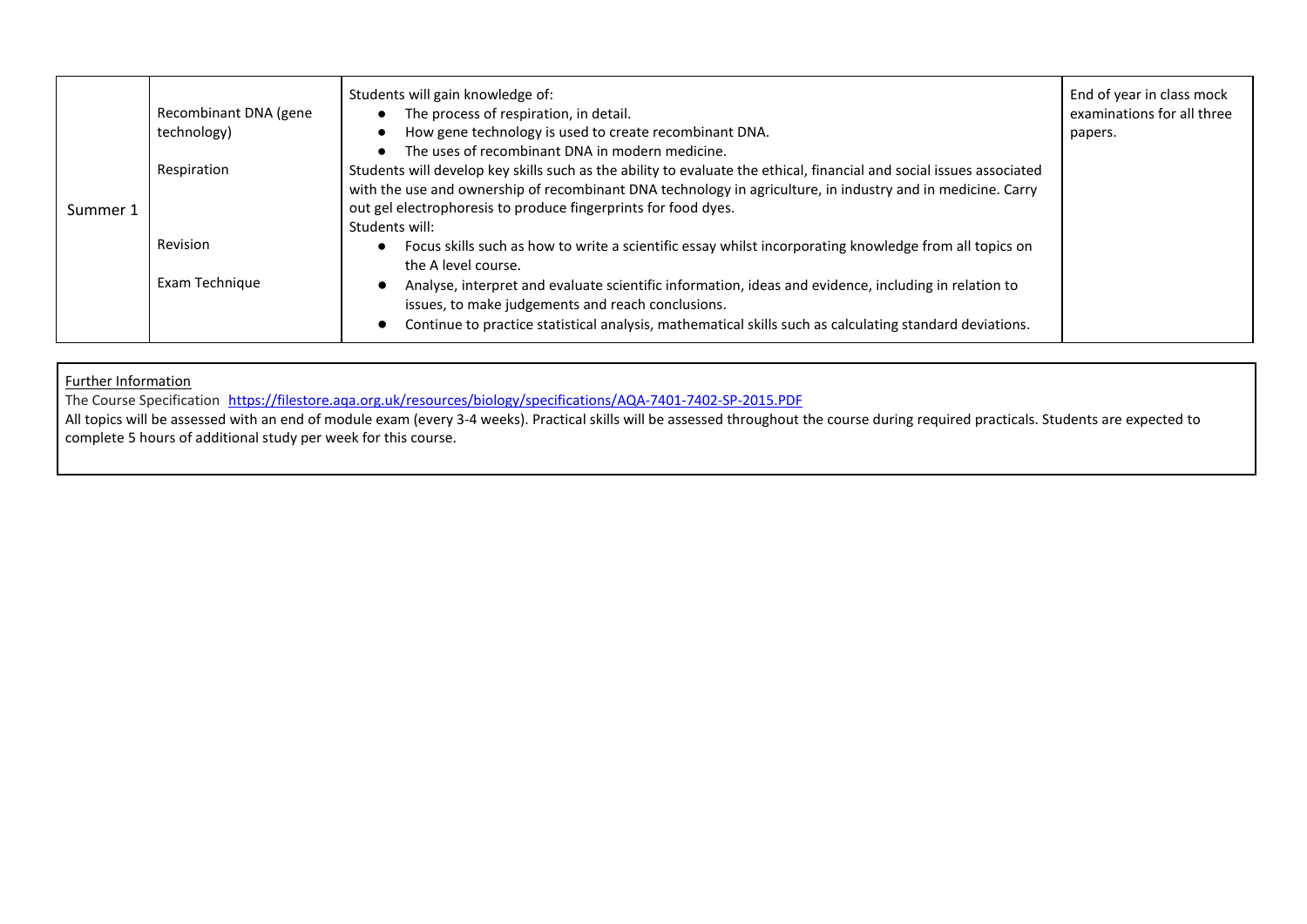| | | | |
|---|---|---|---|
| Summer 1 | Recombinant DNA (gene technology)<br><br>Respiration<br><br>Revision<br><br>Exam Technique | Students will gain knowledge of:<br>● The process of respiration, in detail.<br>● How gene technology is used to create recombinant DNA.<br>● The uses of recombinant DNA in modern medicine.<br>Students will develop key skills such as the ability to evaluate the ethical, financial and social issues associated with the use and ownership of recombinant DNA technology in agriculture, in industry and in medicine. Carry out gel electrophoresis to produce fingerprints for food dyes.<br>Students will:<br>● Focus skills such as how to write a scientific essay whilst incorporating knowledge from all topics on the A level course.<br>● Analyse, interpret and evaluate scientific information, ideas and evidence, including in relation to issues, to make judgements and reach conclusions.<br>● Continue to practice statistical analysis, mathematical skills such as calculating standard deviations. | End of year in class mock examinations for all three papers. |

Further Information

The Course Specification https://filestore.aqa.org.uk/resources/biology/specifications/AQA-7401-7402-SP-2015.PDF

All topics will be assessed with an end of module exam (every 3-4 weeks). Practical skills will be assessed throughout the course during required practicals. Students are expected to complete 5 hours of additional study per week for this course.